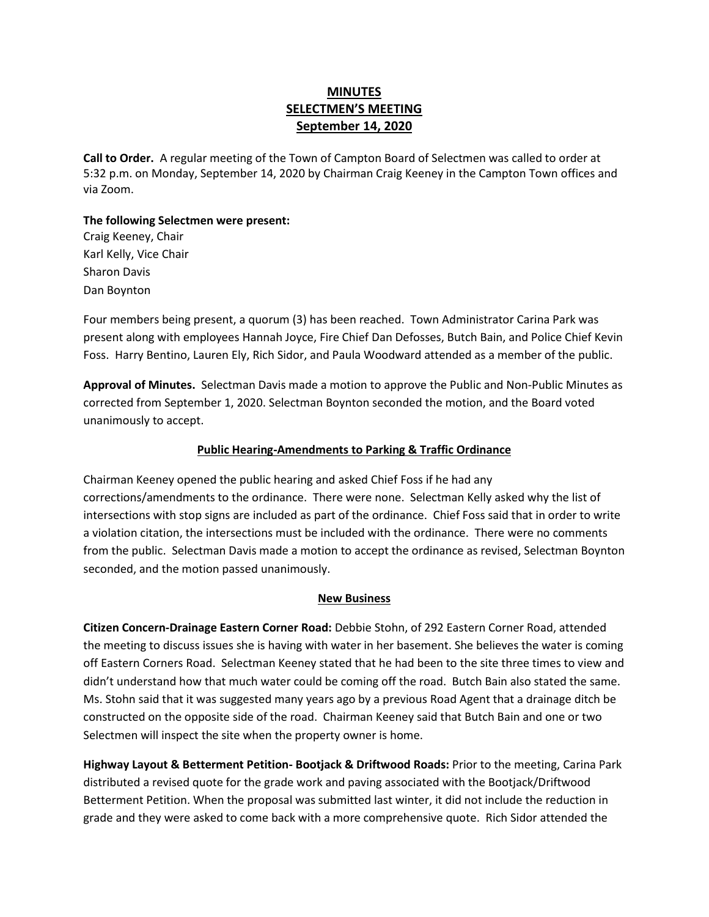# MINUTES
# SELECTMEN'S MEETING
# September 14, 2020

**Call to Order.** A regular meeting of the Town of Campton Board of Selectmen was called to order at 5:32 p.m. on Monday, September 14, 2020 by Chairman Craig Keeney in the Campton Town offices and via Zoom.

**The following Selectmen were present:**
Craig Keeney, Chair
Karl Kelly, Vice Chair
Sharon Davis
Dan Boynton

Four members being present, a quorum (3) has been reached. Town Administrator Carina Park was present along with employees Hannah Joyce, Fire Chief Dan Defosses, Butch Bain, and Police Chief Kevin Foss. Harry Bentino, Lauren Ely, Rich Sidor, and Paula Woodward attended as a member of the public.

**Approval of Minutes.** Selectman Davis made a motion to approve the Public and Non-Public Minutes as corrected from September 1, 2020. Selectman Boynton seconded the motion, and the Board voted unanimously to accept.

## Public Hearing-Amendments to Parking & Traffic Ordinance

Chairman Keeney opened the public hearing and asked Chief Foss if he had any corrections/amendments to the ordinance. There were none. Selectman Kelly asked why the list of intersections with stop signs are included as part of the ordinance. Chief Foss said that in order to write a violation citation, the intersections must be included with the ordinance. There were no comments from the public. Selectman Davis made a motion to accept the ordinance as revised, Selectman Boynton seconded, and the motion passed unanimously.

## New Business

**Citizen Concern-Drainage Eastern Corner Road:** Debbie Stohn, of 292 Eastern Corner Road, attended the meeting to discuss issues she is having with water in her basement. She believes the water is coming off Eastern Corners Road. Selectman Keeney stated that he had been to the site three times to view and didn't understand how that much water could be coming off the road. Butch Bain also stated the same. Ms. Stohn said that it was suggested many years ago by a previous Road Agent that a drainage ditch be constructed on the opposite side of the road. Chairman Keeney said that Butch Bain and one or two Selectmen will inspect the site when the property owner is home.

**Highway Layout & Betterment Petition- Bootjack & Driftwood Roads:** Prior to the meeting, Carina Park distributed a revised quote for the grade work and paving associated with the Bootjack/Driftwood Betterment Petition. When the proposal was submitted last winter, it did not include the reduction in grade and they were asked to come back with a more comprehensive quote. Rich Sidor attended the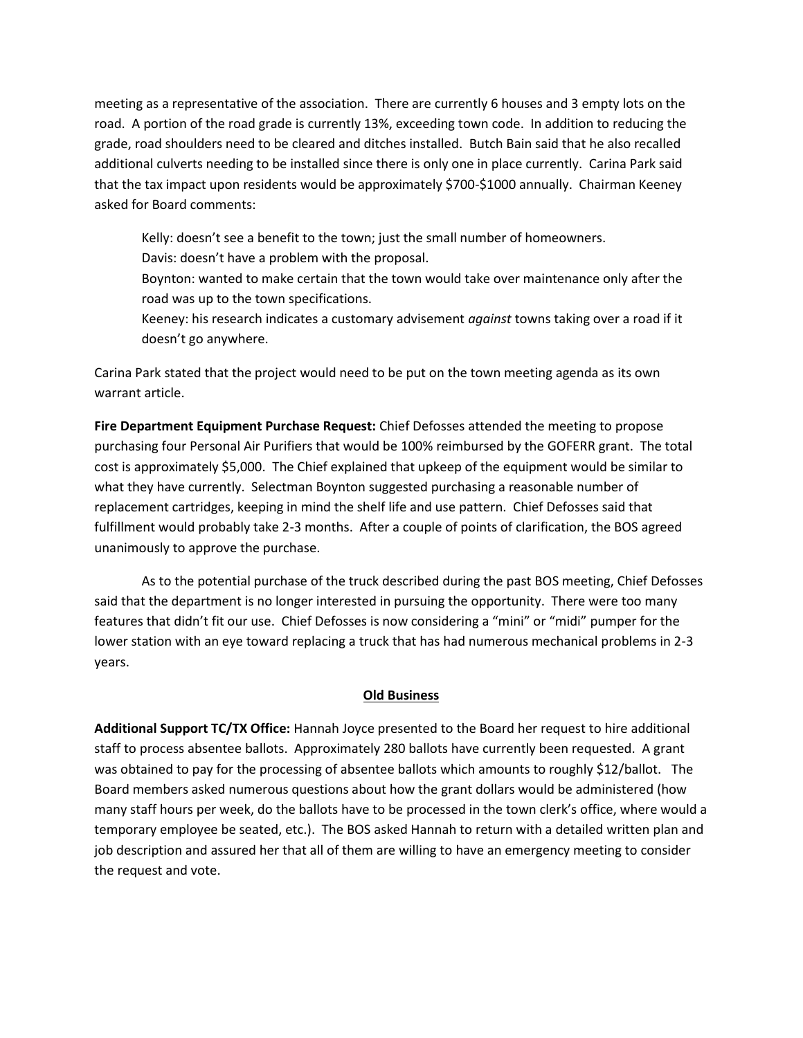meeting as a representative of the association. There are currently 6 houses and 3 empty lots on the road. A portion of the road grade is currently 13%, exceeding town code. In addition to reducing the grade, road shoulders need to be cleared and ditches installed. Butch Bain said that he also recalled additional culverts needing to be installed since there is only one in place currently. Carina Park said that the tax impact upon residents would be approximately $700-$1000 annually. Chairman Keeney asked for Board comments:

> Kelly: doesn't see a benefit to the town; just the small number of homeowners.
> Davis: doesn't have a problem with the proposal.
> Boynton: wanted to make certain that the town would take over maintenance only after the road was up to the town specifications.
> Keeney: his research indicates a customary advisement *against* towns taking over a road if it doesn't go anywhere.

Carina Park stated that the project would need to be put on the town meeting agenda as its own warrant article.

**Fire Department Equipment Purchase Request:** Chief Defosses attended the meeting to propose purchasing four Personal Air Purifiers that would be 100% reimbursed by the GOFERR grant. The total cost is approximately $5,000. The Chief explained that upkeep of the equipment would be similar to what they have currently. Selectman Boynton suggested purchasing a reasonable number of replacement cartridges, keeping in mind the shelf life and use pattern. Chief Defosses said that fulfillment would probably take 2-3 months. After a couple of points of clarification, the BOS agreed unanimously to approve the purchase.

As to the potential purchase of the truck described during the past BOS meeting, Chief Defosses said that the department is no longer interested in pursuing the opportunity. There were too many features that didn't fit our use. Chief Defosses is now considering a "mini" or "midi" pumper for the lower station with an eye toward replacing a truck that has had numerous mechanical problems in 2-3 years.

## Old Business

**Additional Support TC/TX Office:** Hannah Joyce presented to the Board her request to hire additional staff to process absentee ballots. Approximately 280 ballots have currently been requested. A grant was obtained to pay for the processing of absentee ballots which amounts to roughly $12/ballot. The Board members asked numerous questions about how the grant dollars would be administered (how many staff hours per week, do the ballots have to be processed in the town clerk's office, where would a temporary employee be seated, etc.). The BOS asked Hannah to return with a detailed written plan and job description and assured her that all of them are willing to have an emergency meeting to consider the request and vote.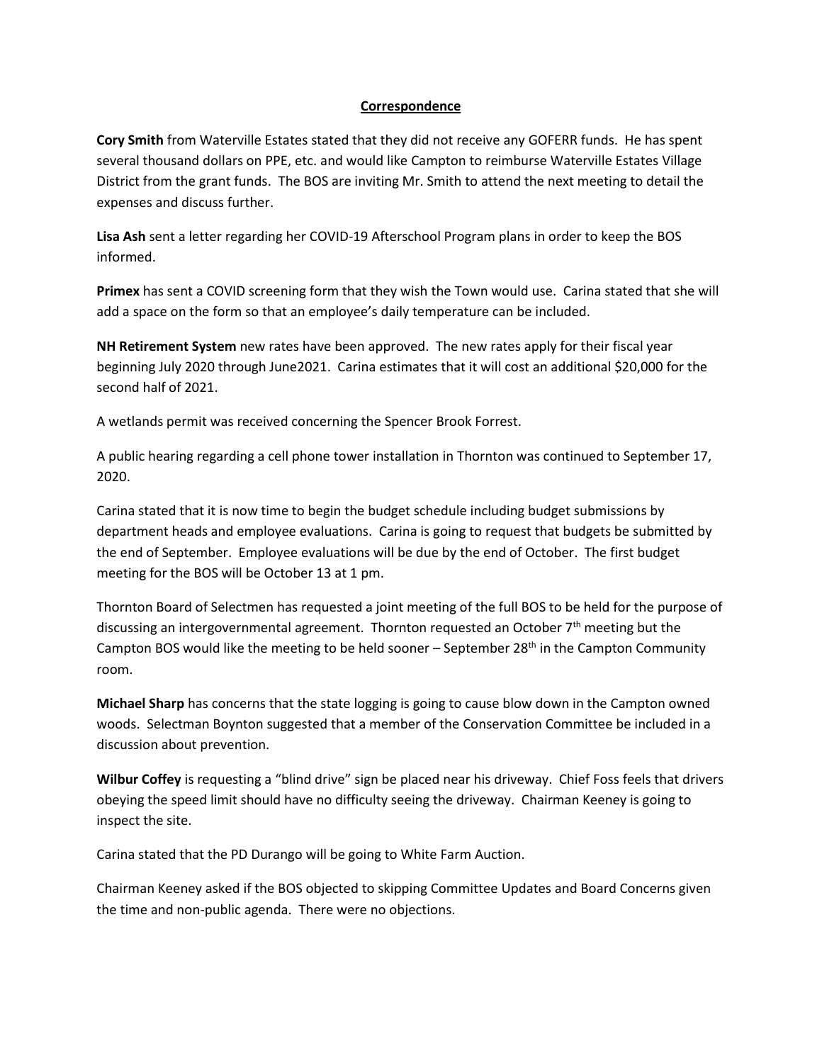## Correspondence

**Cory Smith** from Waterville Estates stated that they did not receive any GOFERR funds. He has spent several thousand dollars on PPE, etc. and would like Campton to reimburse Waterville Estates Village District from the grant funds. The BOS are inviting Mr. Smith to attend the next meeting to detail the expenses and discuss further.

**Lisa Ash** sent a letter regarding her COVID-19 Afterschool Program plans in order to keep the BOS informed.

**Primex** has sent a COVID screening form that they wish the Town would use. Carina stated that she will add a space on the form so that an employee's daily temperature can be included.

**NH Retirement System** new rates have been approved. The new rates apply for their fiscal year beginning July 2020 through June2021. Carina estimates that it will cost an additional $20,000 for the second half of 2021.

A wetlands permit was received concerning the Spencer Brook Forrest.

A public hearing regarding a cell phone tower installation in Thornton was continued to September 17, 2020.

Carina stated that it is now time to begin the budget schedule including budget submissions by department heads and employee evaluations. Carina is going to request that budgets be submitted by the end of September. Employee evaluations will be due by the end of October. The first budget meeting for the BOS will be October 13 at 1 pm.

Thornton Board of Selectmen has requested a joint meeting of the full BOS to be held for the purpose of discussing an intergovernmental agreement. Thornton requested an October 7th meeting but the Campton BOS would like the meeting to be held sooner – September 28th in the Campton Community room.

**Michael Sharp** has concerns that the state logging is going to cause blow down in the Campton owned woods. Selectman Boynton suggested that a member of the Conservation Committee be included in a discussion about prevention.

**Wilbur Coffey** is requesting a "blind drive" sign be placed near his driveway. Chief Foss feels that drivers obeying the speed limit should have no difficulty seeing the driveway. Chairman Keeney is going to inspect the site.

Carina stated that the PD Durango will be going to White Farm Auction.

Chairman Keeney asked if the BOS objected to skipping Committee Updates and Board Concerns given the time and non-public agenda. There were no objections.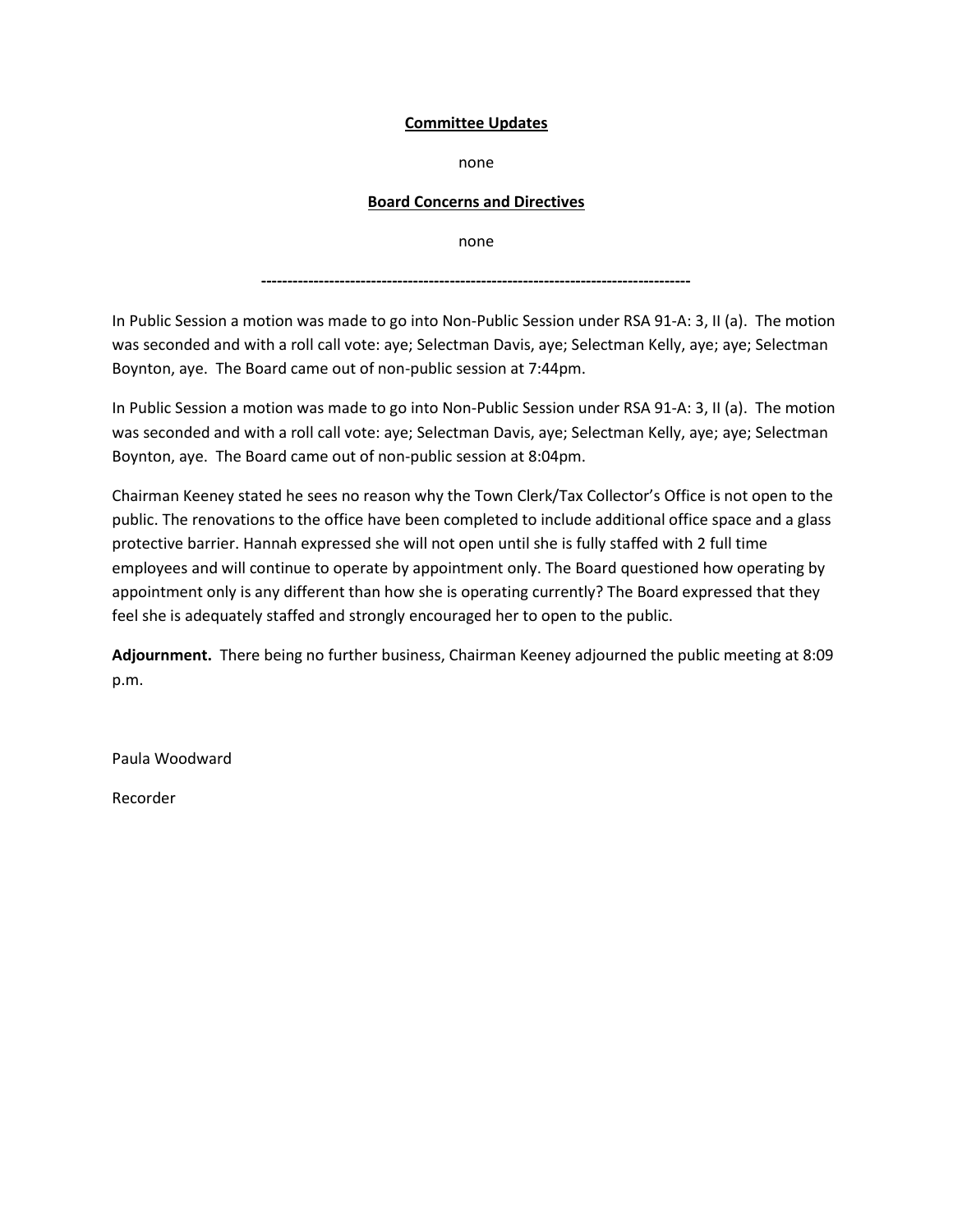**Committee Updates**

none

**Board Concerns and Directives**

none

---------------------------------------------------------------------------------

In Public Session a motion was made to go into Non-Public Session under RSA 91-A: 3, II (a). The motion was seconded and with a roll call vote: aye; Selectman Davis, aye; Selectman Kelly, aye; aye; Selectman Boynton, aye. The Board came out of non-public session at 7:44pm.

In Public Session a motion was made to go into Non-Public Session under RSA 91-A: 3, II (a). The motion was seconded and with a roll call vote: aye; Selectman Davis, aye; Selectman Kelly, aye; aye; Selectman Boynton, aye. The Board came out of non-public session at 8:04pm.

Chairman Keeney stated he sees no reason why the Town Clerk/Tax Collector's Office is not open to the public. The renovations to the office have been completed to include additional office space and a glass protective barrier. Hannah expressed she will not open until she is fully staffed with 2 full time employees and will continue to operate by appointment only. The Board questioned how operating by appointment only is any different than how she is operating currently? The Board expressed that they feel she is adequately staffed and strongly encouraged her to open to the public.

**Adjournment.** There being no further business, Chairman Keeney adjourned the public meeting at 8:09 p.m.

Paula Woodward

Recorder